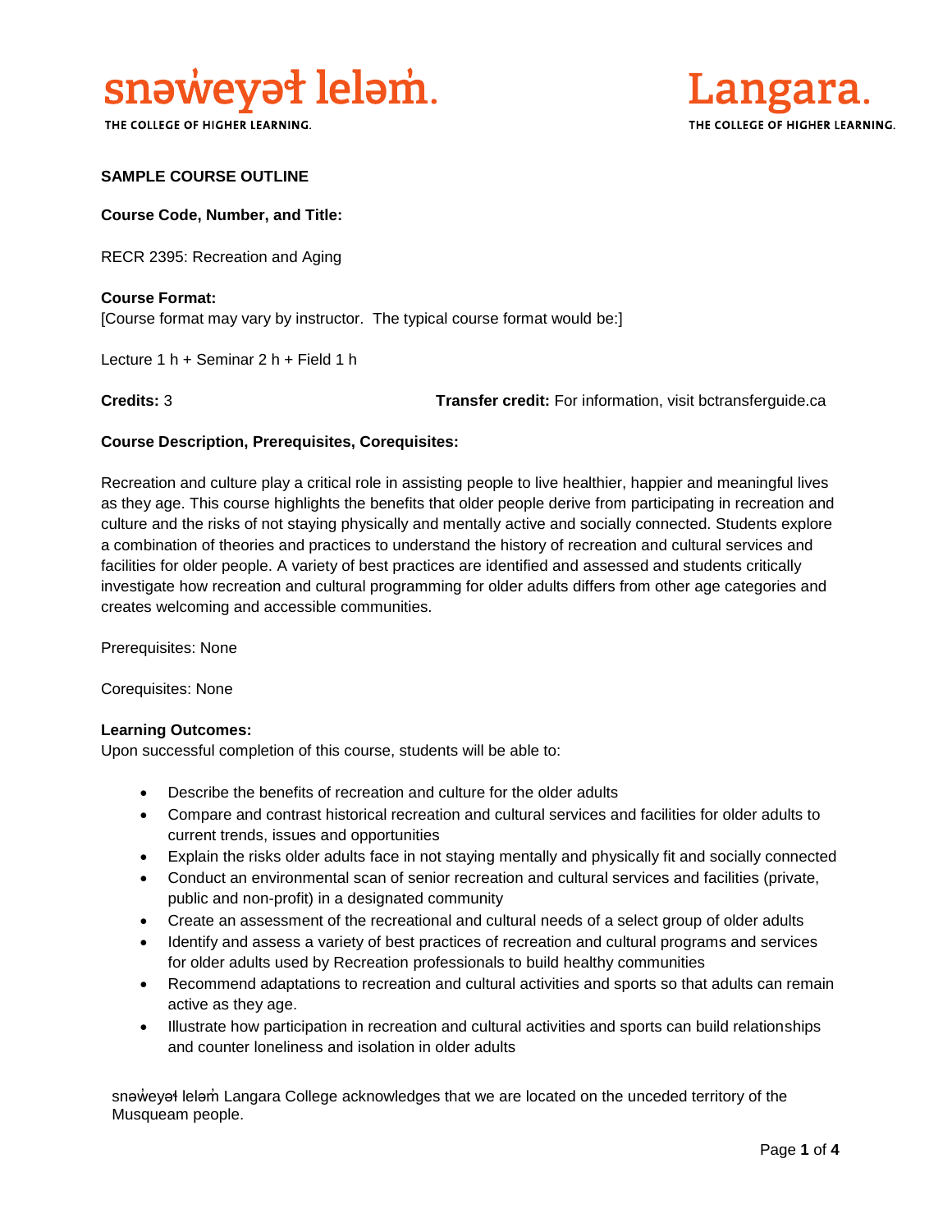snəw̓eyəɬ leləm̓.
THE COLLEGE OF HIGHER LEARNING.

Langara.
THE COLLEGE OF HIGHER LEARNING.

**SAMPLE COURSE OUTLINE**

**Course Code, Number, and Title:**

RECR 2395: Recreation and Aging

**Course Format:**
[Course format may vary by instructor. The typical course format would be:]

Lecture 1 h + Seminar 2 h + Field 1 h

**Credits:** 3

**Transfer credit:** For information, visit bctransferguide.ca

**Course Description, Prerequisites, Corequisites:**

Recreation and culture play a critical role in assisting people to live healthier, happier and meaningful lives as they age. This course highlights the benefits that older people derive from participating in recreation and culture and the risks of not staying physically and mentally active and socially connected. Students explore a combination of theories and practices to understand the history of recreation and cultural services and facilities for older people. A variety of best practices are identified and assessed and students critically investigate how recreation and cultural programming for older adults differs from other age categories and creates welcoming and accessible communities.

Prerequisites: None

Corequisites: None

**Learning Outcomes:**
Upon successful completion of this course, students will be able to:

- Describe the benefits of recreation and culture for the older adults
- Compare and contrast historical recreation and cultural services and facilities for older adults to current trends, issues and opportunities
- Explain the risks older adults face in not staying mentally and physically fit and socially connected
- Conduct an environmental scan of senior recreation and cultural services and facilities (private, public and non-profit) in a designated community
- Create an assessment of the recreational and cultural needs of a select group of older adults
- Identify and assess a variety of best practices of recreation and cultural programs and services for older adults used by Recreation professionals to build healthy communities
- Recommend adaptations to recreation and cultural activities and sports so that adults can remain active as they age.
- Illustrate how participation in recreation and cultural activities and sports can build relationships and counter loneliness and isolation in older adults

snəw̓eyəɬ leləm̓ Langara College acknowledges that we are located on the unceded territory of the Musqueam people.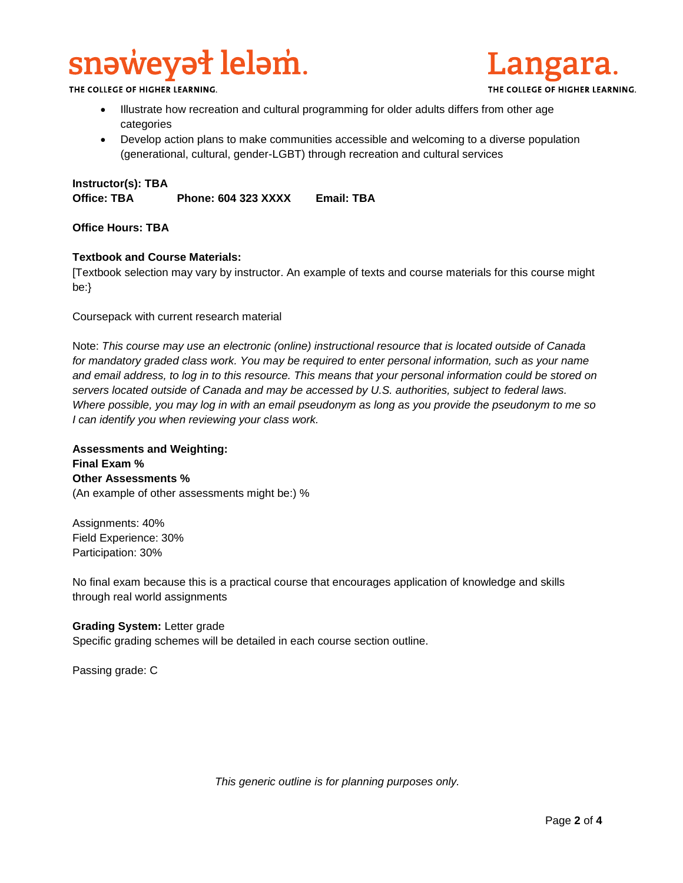- Illustrate how recreation and cultural programming for older adults differs from other age categories
- Develop action plans to make communities accessible and welcoming to a diverse population (generational, cultural, gender-LGBT) through recreation and cultural services

**Instructor(s): TBA**
**Office: TBA     Phone: 604 323 XXXX     Email: TBA**

**Office Hours: TBA**

**Textbook and Course Materials:**
[Textbook selection may vary by instructor. An example of texts and course materials for this course might be:}

Coursepack with current research material

Note: *This course may use an electronic (online) instructional resource that is located outside of Canada for mandatory graded class work. You may be required to enter personal information, such as your name and email address, to log in to this resource. This means that your personal information could be stored on servers located outside of Canada and may be accessed by U.S. authorities, subject to federal laws. Where possible, you may log in with an email pseudonym as long as you provide the pseudonym to me so I can identify you when reviewing your class work.*

**Assessments and Weighting:**
**Final Exam %**
**Other Assessments %**
(An example of other assessments might be:) %

Assignments: 40%
Field Experience: 30%
Participation: 30%

No final exam because this is a practical course that encourages application of knowledge and skills through real world assignments

**Grading System:** Letter grade
Specific grading schemes will be detailed in each course section outline.

Passing grade: C

*This generic outline is for planning purposes only.*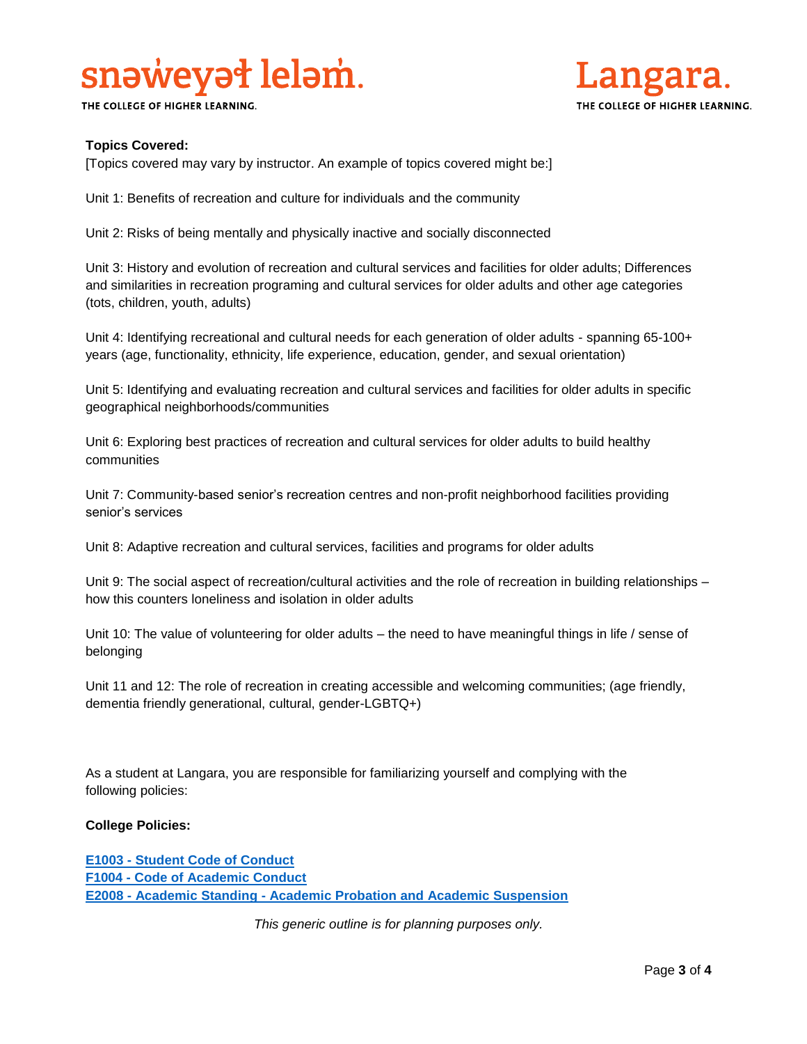**Topics Covered:**

[Topics covered may vary by instructor. An example of topics covered might be:]

Unit 1: Benefits of recreation and culture for individuals and the community

Unit 2: Risks of being mentally and physically inactive and socially disconnected

Unit 3: History and evolution of recreation and cultural services and facilities for older adults; Differences and similarities in recreation programing and cultural services for older adults and other age categories (tots, children, youth, adults)

Unit 4: Identifying recreational and cultural needs for each generation of older adults - spanning 65-100+ years (age, functionality, ethnicity, life experience, education, gender, and sexual orientation)

Unit 5: Identifying and evaluating recreation and cultural services and facilities for older adults in specific geographical neighborhoods/communities

Unit 6: Exploring best practices of recreation and cultural services for older adults to build healthy communities

Unit 7: Community-based senior's recreation centres and non-profit neighborhood facilities providing senior's services

Unit 8: Adaptive recreation and cultural services, facilities and programs for older adults

Unit 9: The social aspect of recreation/cultural activities and the role of recreation in building relationships – how this counters loneliness and isolation in older adults

Unit 10: The value of volunteering for older adults – the need to have meaningful things in life / sense of belonging

Unit 11 and 12: The role of recreation in creating accessible and welcoming communities; (age friendly, dementia friendly generational, cultural, gender-LGBTQ+)

As a student at Langara, you are responsible for familiarizing yourself and complying with the following policies:

**College Policies:**

**E1003 - Student Code of Conduct**
**F1004 - Code of Academic Conduct**
**E2008 - Academic Standing - Academic Probation and Academic Suspension**

*This generic outline is for planning purposes only.*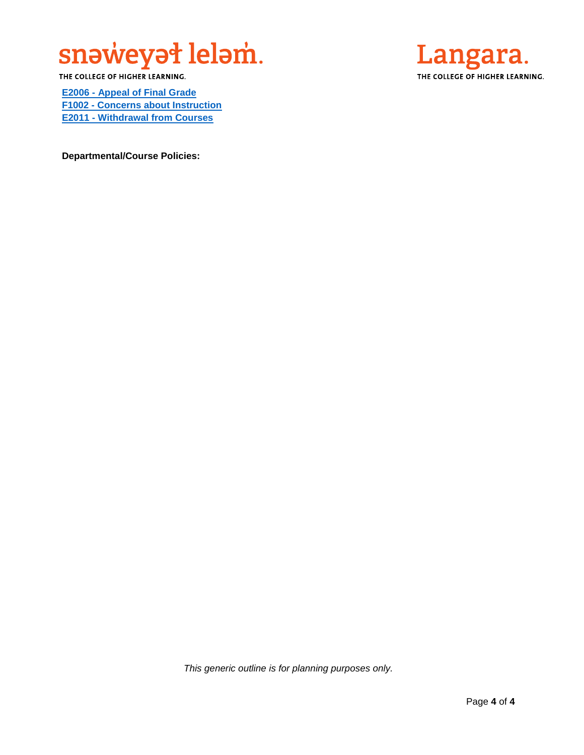**E2006 - Appeal of Final Grade**
**F1002 - Concerns about Instruction**
**E2011 - Withdrawal from Courses**

**Departmental/Course Policies:**

*This generic outline is for planning purposes only.*